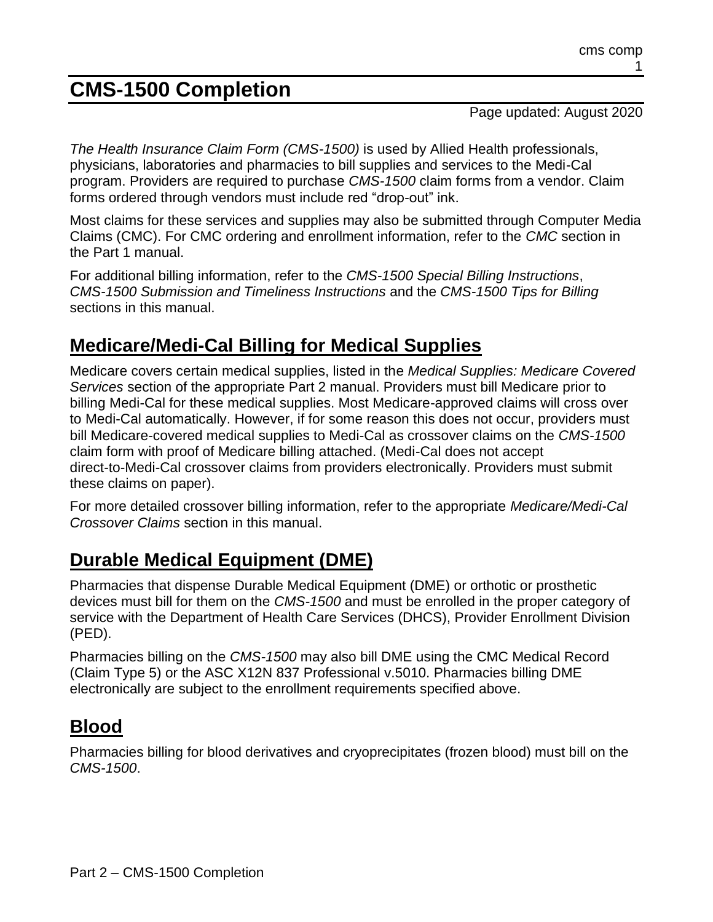# CMS-1500 Completion

Page updated: August 2020

*The Health Insurance Claim Form (CMS-1500)* is used by Allied Health professionals, physicians, laboratories and pharmacies to bill supplies and services to the Medi-Cal program. Providers are required to purchase *CMS-1500* claim forms from a vendor. Claim forms ordered through vendors must include red "drop-out" ink.

Most claims for these services and supplies may also be submitted through Computer Media Claims (CMC). For CMC ordering and enrollment information, refer to the *CMC* section in the Part 1 manual.

For additional billing information, refer to the *CMS-1500 Special Billing Instructions*, *CMS-1500 Submission and Timeliness Instructions* and the *CMS-1500 Tips for Billing* sections in this manual.

## Medicare/Medi-Cal Billing for Medical Supplies

Medicare covers certain medical supplies, listed in the *Medical Supplies: Medicare Covered Services* section of the appropriate Part 2 manual. Providers must bill Medicare prior to billing Medi-Cal for these medical supplies. Most Medicare-approved claims will cross over to Medi-Cal automatically. However, if for some reason this does not occur, providers must bill Medicare-covered medical supplies to Medi-Cal as crossover claims on the *CMS-1500* claim form with proof of Medicare billing attached. (Medi-Cal does not accept direct-to-Medi-Cal crossover claims from providers electronically. Providers must submit these claims on paper).

For more detailed crossover billing information, refer to the appropriate *Medicare/Medi-Cal Crossover Claims* section in this manual.

## Durable Medical Equipment (DME)

Pharmacies that dispense Durable Medical Equipment (DME) or orthotic or prosthetic devices must bill for them on the *CMS-1500* and must be enrolled in the proper category of service with the Department of Health Care Services (DHCS), Provider Enrollment Division (PED).

Pharmacies billing on the *CMS-1500* may also bill DME using the CMC Medical Record (Claim Type 5) or the ASC X12N 837 Professional v.5010. Pharmacies billing DME electronically are subject to the enrollment requirements specified above.

## Blood

Pharmacies billing for blood derivatives and cryoprecipitates (frozen blood) must bill on the *CMS-1500*.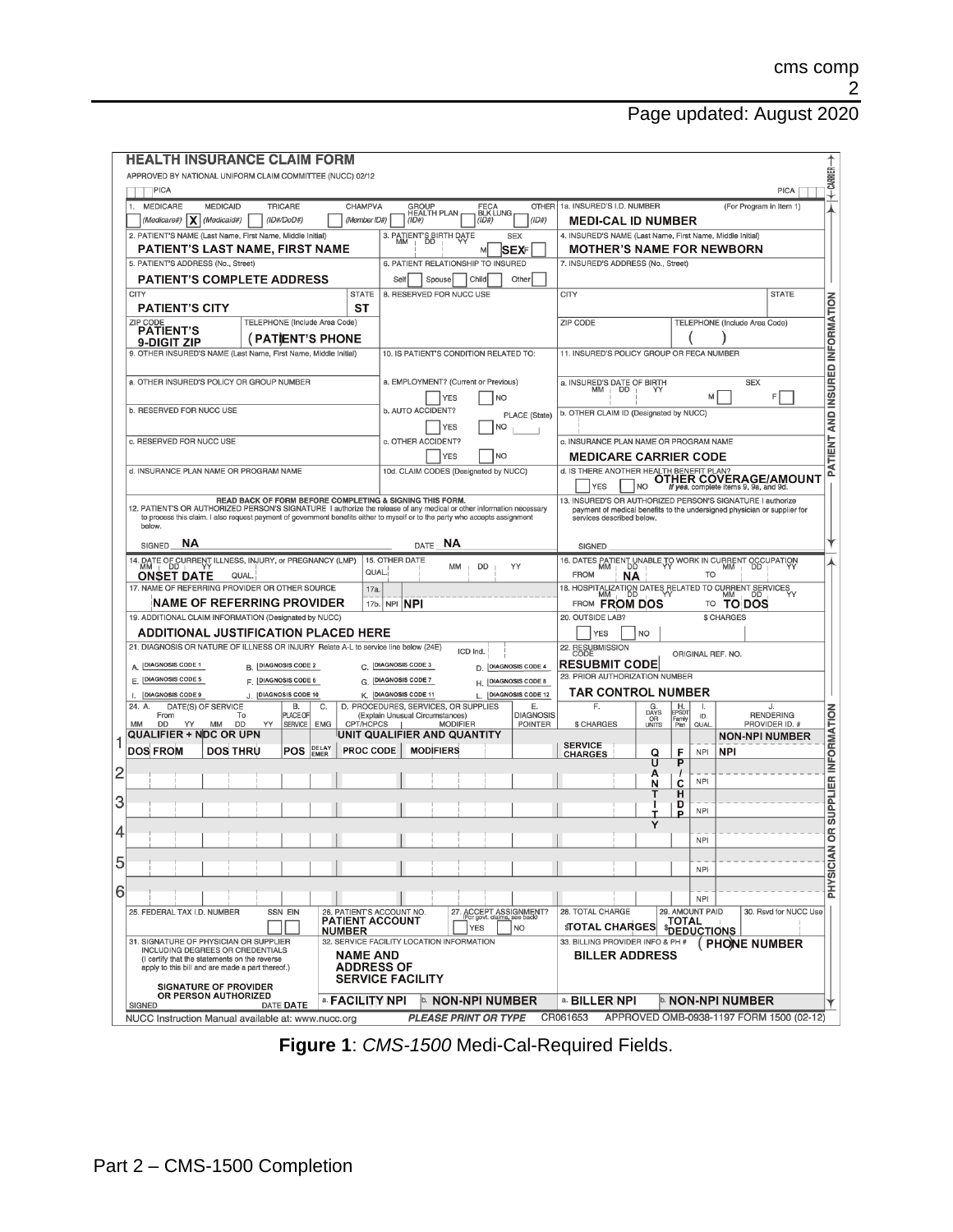**HEALTH INSURANCE CLAIM FORM**

APPROVED BY NATIONAL UNIFORM CLAIM COMMITTEE (NUCC) 02/12

PICA | PICA

**PATIENT AND INSURED INFORMATION**

| Field | Entry |
|---|---|
| 1. MEDICARE (Medicare#) / MEDICAID (Medicaid#) / TRICARE (ID#/DoD#) / CHAMPVA (Member ID#) / GROUP HEALTH PLAN (ID#) / FECA BLK LUNG (ID#) / OTHER (ID#) | X (Medicaid#) |
| 1a. INSURED'S I.D. NUMBER (For Program in Item 1) | MEDI-CAL ID NUMBER |
| 2. PATIENT'S NAME (Last Name, First Name, Middle Initial) | PATIENT'S LAST NAME, FIRST NAME |
| 3. PATIENT'S BIRTH DATE (MM DD YY) / SEX (M F) | SEX |
| 4. INSURED'S NAME (Last Name, First Name, Middle Initial) | MOTHER'S NAME FOR NEWBORN |
| 5. PATIENT'S ADDRESS (No., Street) | PATIENT'S COMPLETE ADDRESS |
| 6. PATIENT RELATIONSHIP TO INSURED (Self, Spouse, Child, Other) | |
| 7. INSURED'S ADDRESS (No., Street) | |
| CITY / STATE | PATIENT'S CITY / ST |
| 8. RESERVED FOR NUCC USE | |
| CITY / STATE (Insured) | |
| ZIP CODE / TELEPHONE (Include Area Code) | PATIENT'S 9-DIGIT ZIP / (PATIENT'S PHONE |
| ZIP CODE / TELEPHONE (Include Area Code) (Insured) | |
| 9. OTHER INSURED'S NAME (Last Name, First Name, Middle Initial) | |
| 10. IS PATIENT'S CONDITION RELATED TO: | |
| 11. INSURED'S POLICY GROUP OR FECA NUMBER | |
| a. OTHER INSURED'S POLICY OR GROUP NUMBER | |
| a. EMPLOYMENT? (Current or Previous) YES / NO | |
| a. INSURED'S DATE OF BIRTH (MM DD YY) / SEX (M F) | |
| b. RESERVED FOR NUCC USE | |
| b. AUTO ACCIDENT? YES / NO / PLACE (State) | |
| b. OTHER CLAIM ID (Designated by NUCC) | |
| c. RESERVED FOR NUCC USE | |
| c. OTHER ACCIDENT? YES / NO | |
| c. INSURANCE PLAN NAME OR PROGRAM NAME | MEDICARE CARRIER CODE |
| d. INSURANCE PLAN NAME OR PROGRAM NAME | |
| 10d. CLAIM CODES (Designated by NUCC) | |
| d. IS THERE ANOTHER HEALTH BENEFIT PLAN? YES / NO *If yes, complete items 9, 9a, and 9d.* | OTHER COVERAGE/AMOUNT |

READ BACK OF FORM BEFORE COMPLETING & SIGNING THIS FORM.

12. PATIENT'S OR AUTHORIZED PERSON'S SIGNATURE I authorize the release of any medical or other information necessary to process this claim. I also request payment of government benefits either to myself or to the party who accepts assignment below.

SIGNED **NA** DATE **NA**

13. INSURED'S OR AUTHORIZED PERSON'S SIGNATURE I authorize payment of medical benefits to the undersigned physician or supplier for services described below.

SIGNED

**PHYSICIAN OR SUPPLIER INFORMATION**

| Field | Entry |
|---|---|
| 14. DATE OF CURRENT ILLNESS, INJURY, or PREGNANCY (LMP) MM DD YY QUAL. | ONSET DATE |
| 15. OTHER DATE QUAL. MM DD YY | |
| 16. DATES PATIENT UNABLE TO WORK IN CURRENT OCCUPATION FROM / TO | NA |
| 17. NAME OF REFERRING PROVIDER OR OTHER SOURCE | NAME OF REFERRING PROVIDER |
| 17a. | |
| 17b. NPI | NPI |
| 18. HOSPITALIZATION DATES RELATED TO CURRENT SERVICES FROM / TO | FROM DOS / TO DOS |
| 19. ADDITIONAL CLAIM INFORMATION (Designated by NUCC) | ADDITIONAL JUSTIFICATION PLACED HERE |
| 20. OUTSIDE LAB? YES / NO / $ CHARGES | |
| 21. DIAGNOSIS OR NATURE OF ILLNESS OR INJURY Relate A-L to service line below (24E) ICD Ind. | A. DIAGNOSIS CODE 1; B. DIAGNOSIS CODE 2; C. DIAGNOSIS CODE 3; D. DIAGNOSIS CODE 4; E. DIAGNOSIS CODE 5; F. DIAGNOSIS CODE 6; G. DIAGNOSIS CODE 7; H. DIAGNOSIS CODE 8; I. DIAGNOSIS CODE 9; J. DIAGNOSIS CODE 10; K. DIAGNOSIS CODE 11; L. DIAGNOSIS CODE 12 |
| 22. RESUBMISSION CODE / ORIGINAL REF. NO. | RESUBMIT CODE |
| 23. PRIOR AUTHORIZATION NUMBER | TAR CONTROL NUMBER |

| 24. A. DATE(S) OF SERVICE From (MM DD YY) | To (MM DD YY) | B. PLACE OF SERVICE | C. EMG | D. PROCEDURES, SERVICES, OR SUPPLIES (Explain Unusual Circumstances) CPT/HCPCS | MODIFIER | E. DIAGNOSIS POINTER | F. $ CHARGES | G. DAYS OR UNITS | H. EPSDT Family Plan | I. ID. QUAL. | J. RENDERING PROVIDER ID. # |
|---|---|---|---|---|---|---|---|---|---|---|---|
| QUALIFIER + NDC OR UPN | | | | UNIT QUALIFIER AND QUANTITY | | | | | | | NON-NPI NUMBER |
| 1 DOS FROM | DOS THRU | POS | DELAY EMER | PROC CODE | MODIFIERS | | SERVICE CHARGES | QUANTITY | F / P C H D P | NPI | NPI |
| 2 | | | | | | | | | | NPI | |
| 3 | | | | | | | | | | NPI | |
| 4 | | | | | | | | | | NPI | |
| 5 | | | | | | | | | | NPI | |
| 6 | | | | | | | | | | NPI | |

| Field | Entry |
|---|---|
| 25. FEDERAL TAX I.D. NUMBER SSN EIN | |
| 26. PATIENT'S ACCOUNT NO. | PATIENT ACCOUNT NUMBER |
| 27. ACCEPT ASSIGNMENT? (For govt. claims, see back) YES / NO | |
| 28. TOTAL CHARGE | $TOTAL CHARGES |
| 29. AMOUNT PAID | $TOTAL DEDUCTIONS |
| 30. Rsvd for NUCC Use | |
| 31. SIGNATURE OF PHYSICIAN OR SUPPLIER INCLUDING DEGREES OR CREDENTIALS (I certify that the statements on the reverse apply to this bill and are made a part thereof.) | SIGNATURE OF PROVIDER OR PERSON AUTHORIZED; SIGNED / DATE DATE |
| 32. SERVICE FACILITY LOCATION INFORMATION | NAME AND ADDRESS OF SERVICE FACILITY |
| 32a. | FACILITY NPI |
| 32b. | NON-NPI NUMBER |
| 33. BILLING PROVIDER INFO & PH # | BILLER ADDRESS; (PHONE NUMBER |
| 33a. | BILLER NPI |
| 33b. | NON-NPI NUMBER |

NUCC Instruction Manual available at: www.nucc.org &nbsp;&nbsp; *PLEASE PRINT OR TYPE* &nbsp;&nbsp; CR061653 &nbsp;&nbsp; APPROVED OMB-0938-1197 FORM 1500 (02-12)

**Figure 1**: *CMS-1500* Medi-Cal-Required Fields.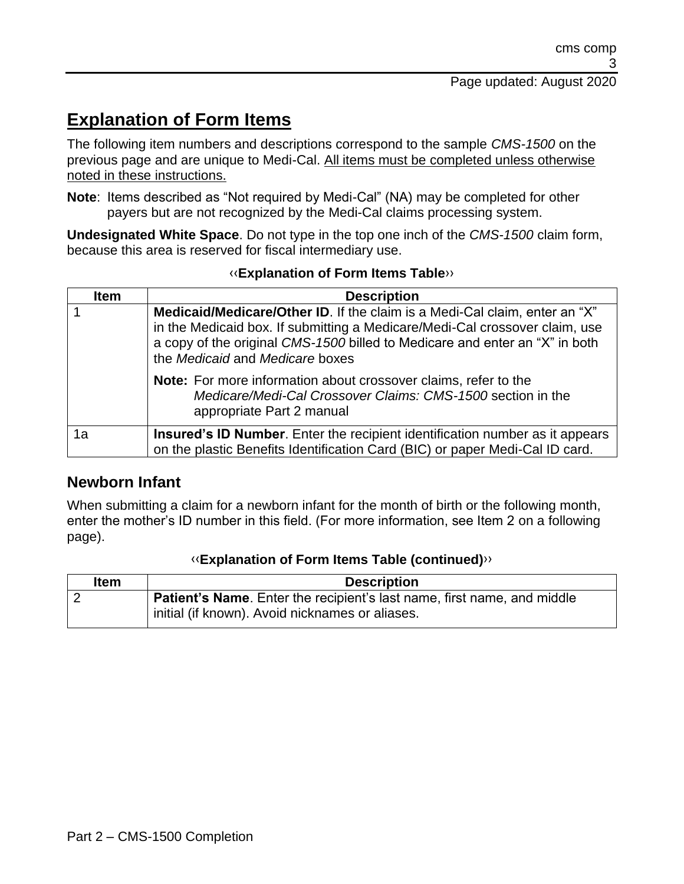## Explanation of Form Items

The following item numbers and descriptions correspond to the sample *CMS-1500* on the previous page and are unique to Medi-Cal. All items must be completed unless otherwise noted in these instructions.

**Note**: Items described as "Not required by Medi-Cal" (NA) may be completed for other payers but are not recognized by the Medi-Cal claims processing system.

**Undesignated White Space**. Do not type in the top one inch of the *CMS-1500* claim form, because this area is reserved for fiscal intermediary use.

**‹‹Explanation of Form Items Table››**

| Item | Description |
|---|---|
| 1 | **Medicaid/Medicare/Other ID**. If the claim is a Medi-Cal claim, enter an "X" in the Medicaid box. If submitting a Medicare/Medi-Cal crossover claim, use a copy of the original *CMS-1500* billed to Medicare and enter an "X" in both the *Medicaid* and *Medicare* boxes<br><br>**Note:** For more information about crossover claims, refer to the *Medicare/Medi-Cal Crossover Claims: CMS-1500* section in the appropriate Part 2 manual |
| 1a | **Insured's ID Number**. Enter the recipient identification number as it appears on the plastic Benefits Identification Card (BIC) or paper Medi-Cal ID card. |

### Newborn Infant

When submitting a claim for a newborn infant for the month of birth or the following month, enter the mother's ID number in this field. (For more information, see Item 2 on a following page).

**‹‹Explanation of Form Items Table (continued)››**

| Item | Description |
|---|---|
| 2 | **Patient's Name**. Enter the recipient's last name, first name, and middle initial (if known). Avoid nicknames or aliases. |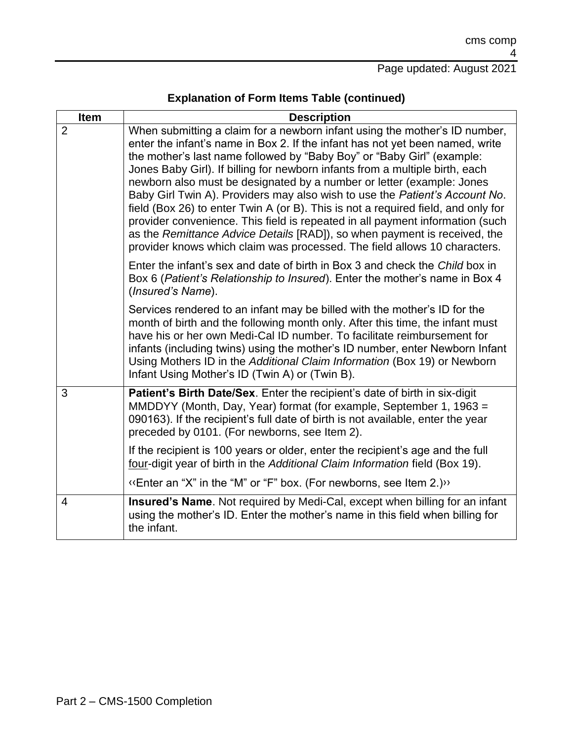**Explanation of Form Items Table (continued)**

| Item | Description |
|---|---|
| 2 | When submitting a claim for a newborn infant using the mother's ID number, enter the infant's name in Box 2. If the infant has not yet been named, write the mother's last name followed by "Baby Boy" or "Baby Girl" (example: Jones Baby Girl). If billing for newborn infants from a multiple birth, each newborn also must be designated by a number or letter (example: Jones Baby Girl Twin A). Providers may also wish to use the *Patient's Account No*. field (Box 26) to enter Twin A (or B). This is not a required field, and only for provider convenience. This field is repeated in all payment information (such as the *Remittance Advice Details* [RAD]), so when payment is received, the provider knows which claim was processed. The field allows 10 characters.<br><br>Enter the infant's sex and date of birth in Box 3 and check the *Child* box in Box 6 (*Patient's Relationship to Insured*). Enter the mother's name in Box 4 (*Insured's Name*).<br><br>Services rendered to an infant may be billed with the mother's ID for the month of birth and the following month only. After this time, the infant must have his or her own Medi-Cal ID number. To facilitate reimbursement for infants (including twins) using the mother's ID number, enter Newborn Infant Using Mothers ID in the *Additional Claim Information* (Box 19) or Newborn Infant Using Mother's ID (Twin A) or (Twin B). |
| 3 | **Patient's Birth Date/Sex**. Enter the recipient's date of birth in six-digit MMDDYY (Month, Day, Year) format (for example, September 1, 1963 = 090163). If the recipient's full date of birth is not available, enter the year preceded by 0101. (For newborns, see Item 2).<br><br>If the recipient is 100 years or older, enter the recipient's age and the full four-digit year of birth in the *Additional Claim Information* field (Box 19).<br><br>‹‹Enter an "X" in the "M" or "F" box. (For newborns, see Item 2.)›› |
| 4 | **Insured's Name**. Not required by Medi-Cal, except when billing for an infant using the mother's ID. Enter the mother's name in this field when billing for the infant. |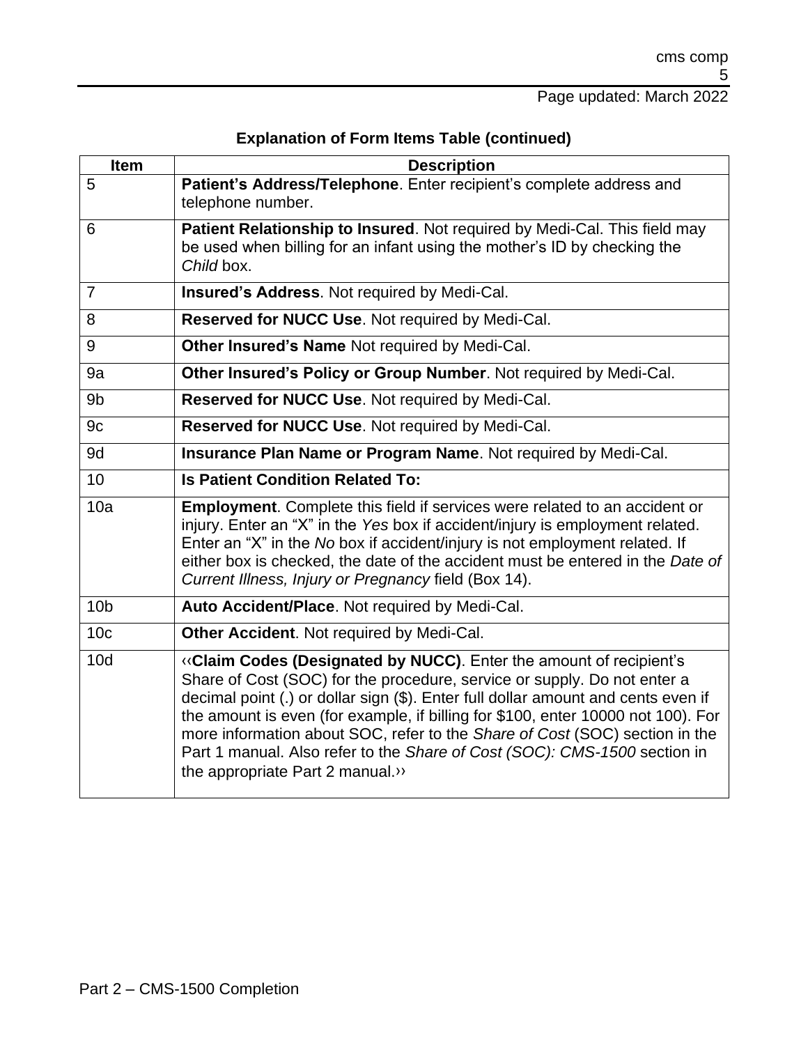**Explanation of Form Items Table (continued)**

| Item | Description |
| --- | --- |
| 5 | **Patient's Address/Telephone**. Enter recipient's complete address and telephone number. |
| 6 | **Patient Relationship to Insured**. Not required by Medi-Cal. This field may be used when billing for an infant using the mother's ID by checking the *Child* box. |
| 7 | **Insured's Address**. Not required by Medi-Cal. |
| 8 | **Reserved for NUCC Use**. Not required by Medi-Cal. |
| 9 | **Other Insured's Name** Not required by Medi-Cal. |
| 9a | **Other Insured's Policy or Group Number**. Not required by Medi-Cal. |
| 9b | **Reserved for NUCC Use**. Not required by Medi-Cal. |
| 9c | **Reserved for NUCC Use**. Not required by Medi-Cal. |
| 9d | **Insurance Plan Name or Program Name**. Not required by Medi-Cal. |
| 10 | **Is Patient Condition Related To:** |
| 10a | **Employment**. Complete this field if services were related to an accident or injury. Enter an "X" in the *Yes* box if accident/injury is employment related. Enter an "X" in the *No* box if accident/injury is not employment related. If either box is checked, the date of the accident must be entered in the *Date of Current Illness, Injury or Pregnancy* field (Box 14). |
| 10b | **Auto Accident/Place**. Not required by Medi-Cal. |
| 10c | **Other Accident**. Not required by Medi-Cal. |
| 10d | ‹‹**Claim Codes (Designated by NUCC)**. Enter the amount of recipient's Share of Cost (SOC) for the procedure, service or supply. Do not enter a decimal point (.) or dollar sign ($). Enter full dollar amount and cents even if the amount is even (for example, if billing for $100, enter 10000 not 100). For more information about SOC, refer to the *Share of Cost* (SOC) section in the Part 1 manual. Also refer to the *Share of Cost (SOC): CMS-1500* section in the appropriate Part 2 manual.›› |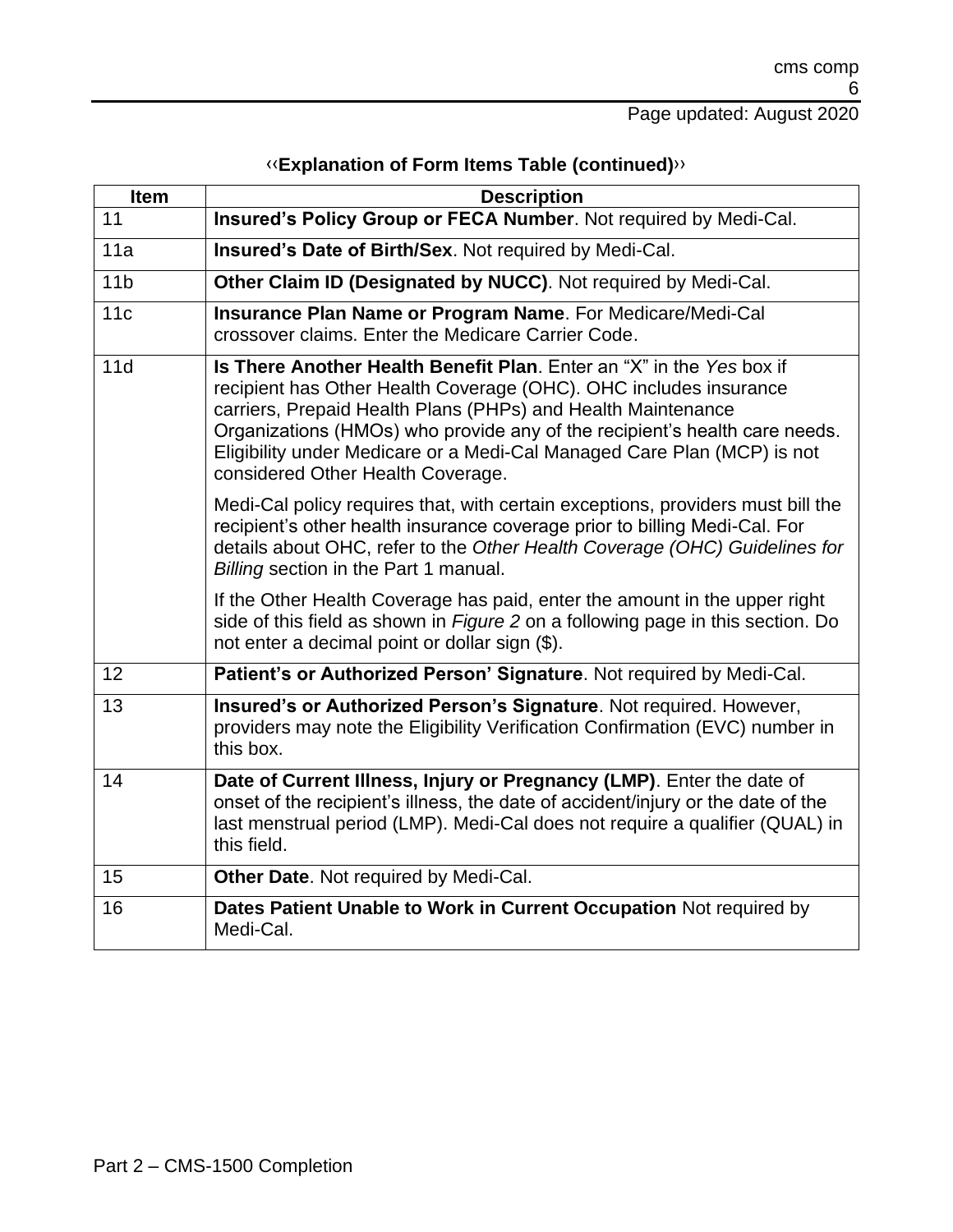‹‹**Explanation of Form Items Table (continued)**››

| Item | Description |
|---|---|
| 11 | **Insured's Policy Group or FECA Number**. Not required by Medi-Cal. |
| 11a | **Insured's Date of Birth/Sex**. Not required by Medi-Cal. |
| 11b | **Other Claim ID (Designated by NUCC)**. Not required by Medi-Cal. |
| 11c | **Insurance Plan Name or Program Name**. For Medicare/Medi-Cal crossover claims. Enter the Medicare Carrier Code. |
| 11d | **Is There Another Health Benefit Plan**. Enter an "X" in the *Yes* box if recipient has Other Health Coverage (OHC). OHC includes insurance carriers, Prepaid Health Plans (PHPs) and Health Maintenance Organizations (HMOs) who provide any of the recipient's health care needs. Eligibility under Medicare or a Medi-Cal Managed Care Plan (MCP) is not considered Other Health Coverage.<br><br>Medi-Cal policy requires that, with certain exceptions, providers must bill the recipient's other health insurance coverage prior to billing Medi-Cal. For details about OHC, refer to the *Other Health Coverage (OHC) Guidelines for Billing* section in the Part 1 manual.<br><br>If the Other Health Coverage has paid, enter the amount in the upper right side of this field as shown in *Figure 2* on a following page in this section. Do not enter a decimal point or dollar sign ($). |
| 12 | **Patient's or Authorized Person' Signature**. Not required by Medi-Cal. |
| 13 | **Insured's or Authorized Person's Signature**. Not required. However, providers may note the Eligibility Verification Confirmation (EVC) number in this box. |
| 14 | **Date of Current Illness, Injury or Pregnancy (LMP)**. Enter the date of onset of the recipient's illness, the date of accident/injury or the date of the last menstrual period (LMP). Medi-Cal does not require a qualifier (QUAL) in this field. |
| 15 | **Other Date**. Not required by Medi-Cal. |
| 16 | **Dates Patient Unable to Work in Current Occupation** Not required by Medi-Cal. |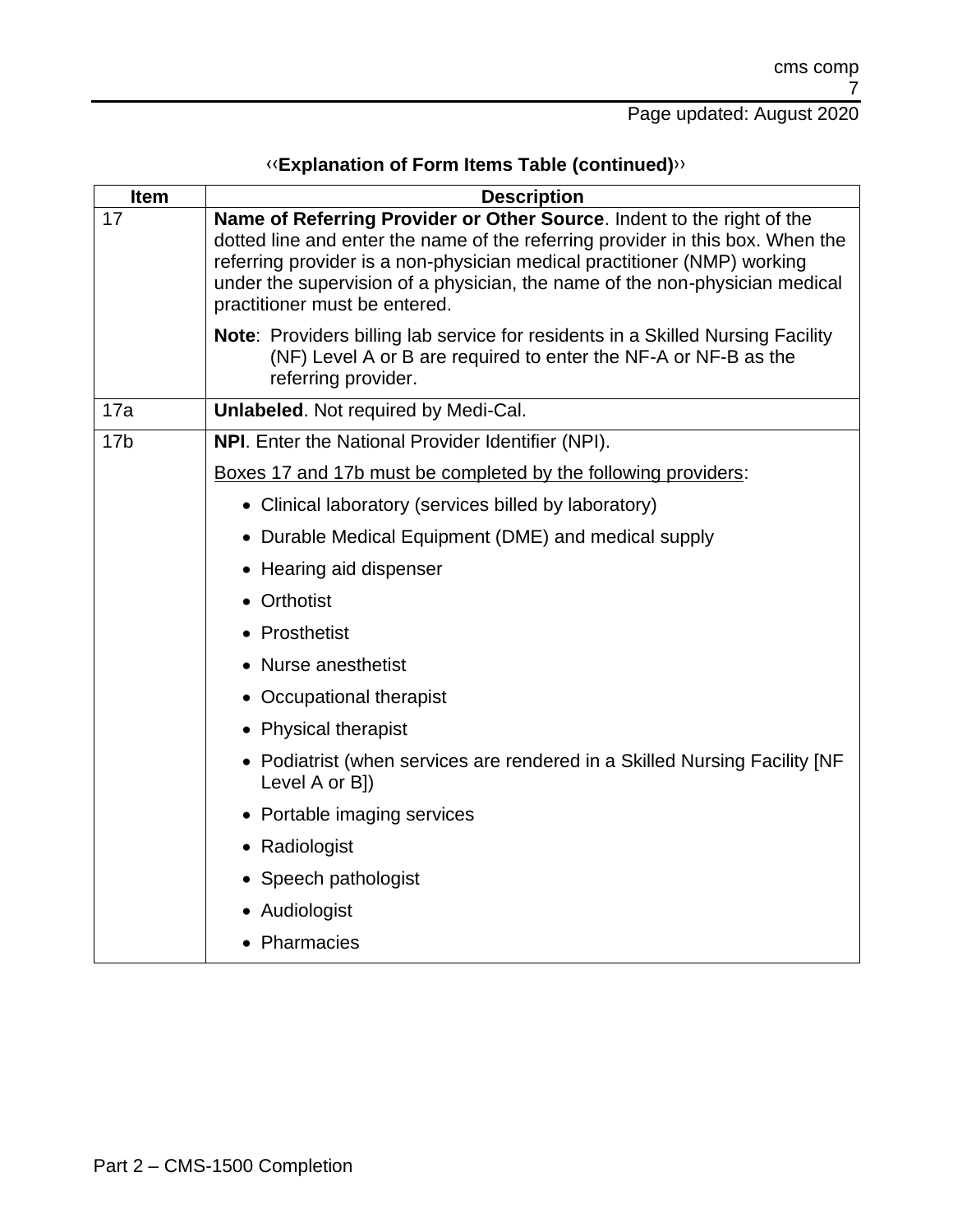‹‹**Explanation of Form Items Table (continued)**››

| Item | Description |
|---|---|
| 17 | **Name of Referring Provider or Other Source**. Indent to the right of the dotted line and enter the name of the referring provider in this box. When the referring provider is a non-physician medical practitioner (NMP) working under the supervision of a physician, the name of the non-physician medical practitioner must be entered.<br><br>**Note**: Providers billing lab service for residents in a Skilled Nursing Facility (NF) Level A or B are required to enter the NF-A or NF-B as the referring provider. |
| 17a | **Unlabeled**. Not required by Medi-Cal. |
| 17b | **NPI**. Enter the National Provider Identifier (NPI).<br><br><u>Boxes 17 and 17b must be completed by the following providers</u>:<br>• Clinical laboratory (services billed by laboratory)<br>• Durable Medical Equipment (DME) and medical supply<br>• Hearing aid dispenser<br>• Orthotist<br>• Prosthetist<br>• Nurse anesthetist<br>• Occupational therapist<br>• Physical therapist<br>• Podiatrist (when services are rendered in a Skilled Nursing Facility [NF Level A or B])<br>• Portable imaging services<br>• Radiologist<br>• Speech pathologist<br>• Audiologist<br>• Pharmacies |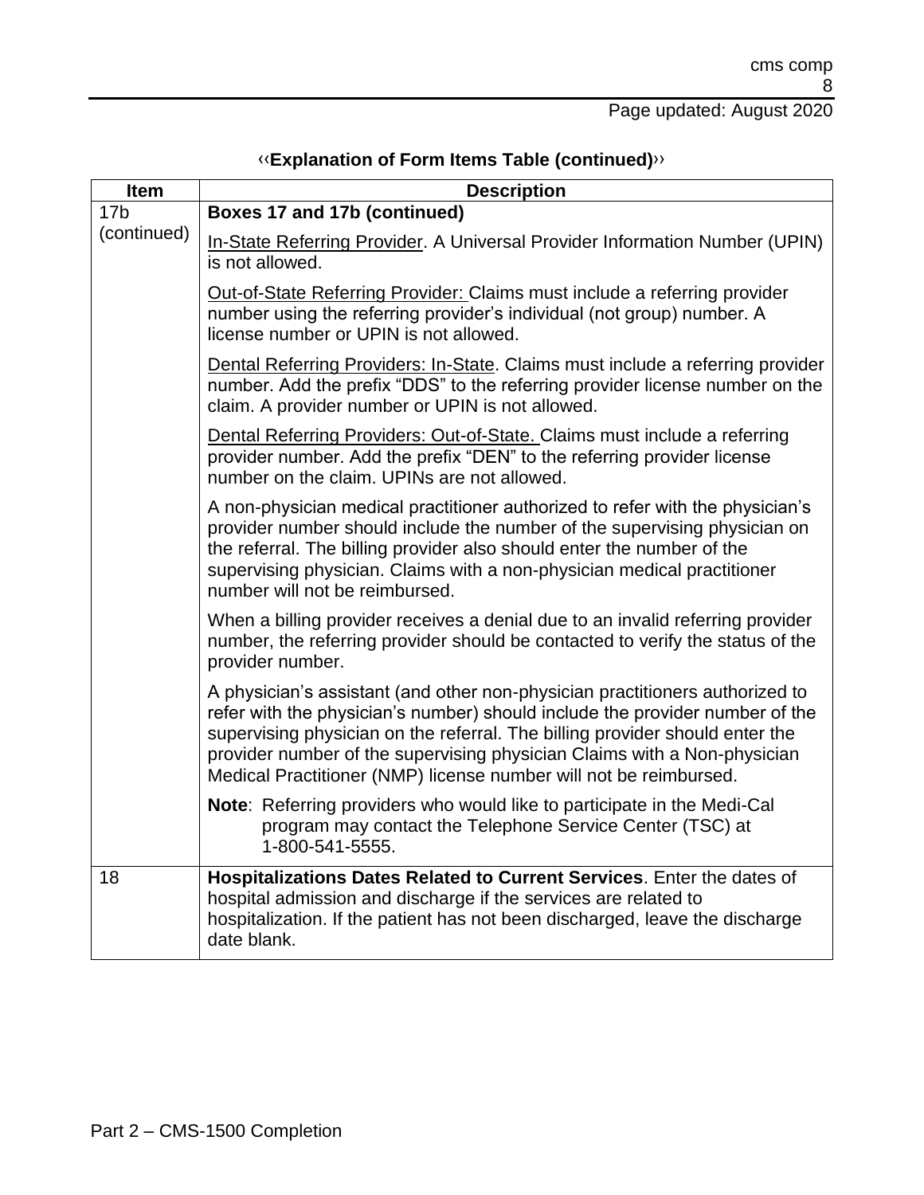## ‹‹Explanation of Form Items Table (continued)››

| Item | Description |
|---|---|
| 17b (continued) | **Boxes 17 and 17b (continued)**<br><br>In-State Referring Provider. A Universal Provider Information Number (UPIN) is not allowed.<br><br>Out-of-State Referring Provider: Claims must include a referring provider number using the referring provider's individual (not group) number. A license number or UPIN is not allowed.<br><br>Dental Referring Providers: In-State. Claims must include a referring provider number. Add the prefix "DDS" to the referring provider license number on the claim. A provider number or UPIN is not allowed.<br><br>Dental Referring Providers: Out-of-State. Claims must include a referring provider number. Add the prefix "DEN" to the referring provider license number on the claim. UPINs are not allowed.<br><br>A non-physician medical practitioner authorized to refer with the physician's provider number should include the number of the supervising physician on the referral. The billing provider also should enter the number of the supervising physician. Claims with a non-physician medical practitioner number will not be reimbursed.<br><br>When a billing provider receives a denial due to an invalid referring provider number, the referring provider should be contacted to verify the status of the provider number.<br><br>A physician's assistant (and other non-physician practitioners authorized to refer with the physician's number) should include the provider number of the supervising physician on the referral. The billing provider should enter the provider number of the supervising physician Claims with a Non-physician Medical Practitioner (NMP) license number will not be reimbursed.<br><br>**Note**: Referring providers who would like to participate in the Medi-Cal program may contact the Telephone Service Center (TSC) at 1-800-541-5555. |
| 18 | **Hospitalizations Dates Related to Current Services**. Enter the dates of hospital admission and discharge if the services are related to hospitalization. If the patient has not been discharged, leave the discharge date blank. |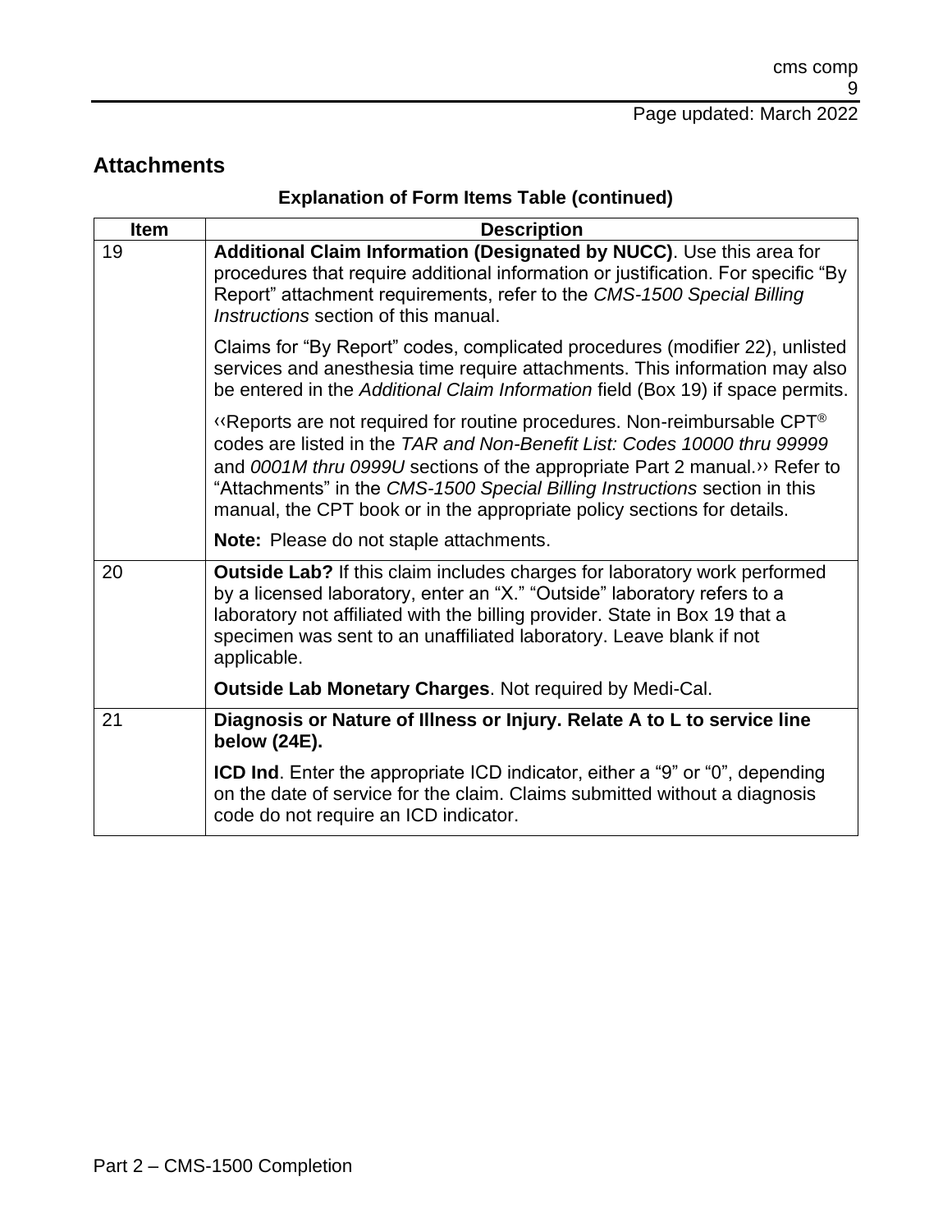## Attachments

**Explanation of Form Items Table (continued)**

| Item | Description |
| --- | --- |
| 19 | **Additional Claim Information (Designated by NUCC)**. Use this area for procedures that require additional information or justification. For specific "By Report" attachment requirements, refer to the *CMS-1500 Special Billing Instructions* section of this manual.<br><br>Claims for "By Report" codes, complicated procedures (modifier 22), unlisted services and anesthesia time require attachments. This information may also be entered in the *Additional Claim Information* field (Box 19) if space permits.<br><br>‹‹Reports are not required for routine procedures. Non-reimbursable CPT® codes are listed in the *TAR and Non-Benefit List: Codes 10000 thru 99999* and *0001M thru 0999U* sections of the appropriate Part 2 manual.›› Refer to "Attachments" in the *CMS-1500 Special Billing Instructions* section in this manual, the CPT book or in the appropriate policy sections for details.<br><br>**Note:** Please do not staple attachments. |
| 20 | **Outside Lab?** If this claim includes charges for laboratory work performed by a licensed laboratory, enter an "X." "Outside" laboratory refers to a laboratory not affiliated with the billing provider. State in Box 19 that a specimen was sent to an unaffiliated laboratory. Leave blank if not applicable.<br><br>**Outside Lab Monetary Charges**. Not required by Medi-Cal. |
| 21 | **Diagnosis or Nature of Illness or Injury. Relate A to L to service line below (24E).**<br><br>**ICD Ind**. Enter the appropriate ICD indicator, either a "9" or "0", depending on the date of service for the claim. Claims submitted without a diagnosis code do not require an ICD indicator. |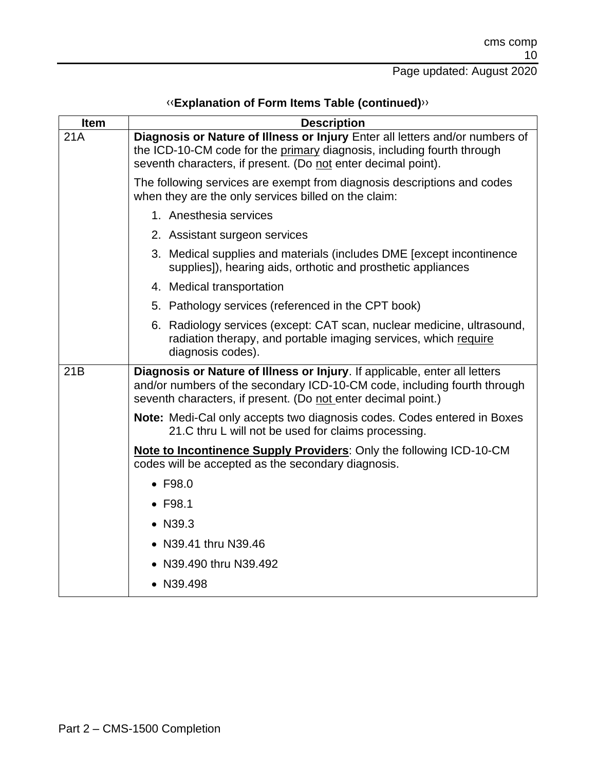‹‹**Explanation of Form Items Table (continued)**››

| Item | Description |
|---|---|
| 21A | **Diagnosis or Nature of Illness or Injury** Enter all letters and/or numbers of the ICD-10-CM code for the primary diagnosis, including fourth through seventh characters, if present. (Do not enter decimal point). |
| | The following services are exempt from diagnosis descriptions and codes when they are the only services billed on the claim: |
| | 1. Anesthesia services |
| | 2. Assistant surgeon services |
| | 3. Medical supplies and materials (includes DME [except incontinence supplies]), hearing aids, orthotic and prosthetic appliances |
| | 4. Medical transportation |
| | 5. Pathology services (referenced in the CPT book) |
| | 6. Radiology services (except: CAT scan, nuclear medicine, ultrasound, radiation therapy, and portable imaging services, which require diagnosis codes). |
| 21B | **Diagnosis or Nature of Illness or Injury**. If applicable, enter all letters and/or numbers of the secondary ICD-10-CM code, including fourth through seventh characters, if present. (Do not enter decimal point.) |
| | **Note:** Medi-Cal only accepts two diagnosis codes. Codes entered in Boxes 21.C thru L will not be used for claims processing. |
| | **Note to Incontinence Supply Providers**: Only the following ICD-10-CM codes will be accepted as the secondary diagnosis. |
| | • F98.0 |
| | • F98.1 |
| | • N39.3 |
| | • N39.41 thru N39.46 |
| | • N39.490 thru N39.492 |
| | • N39.498 |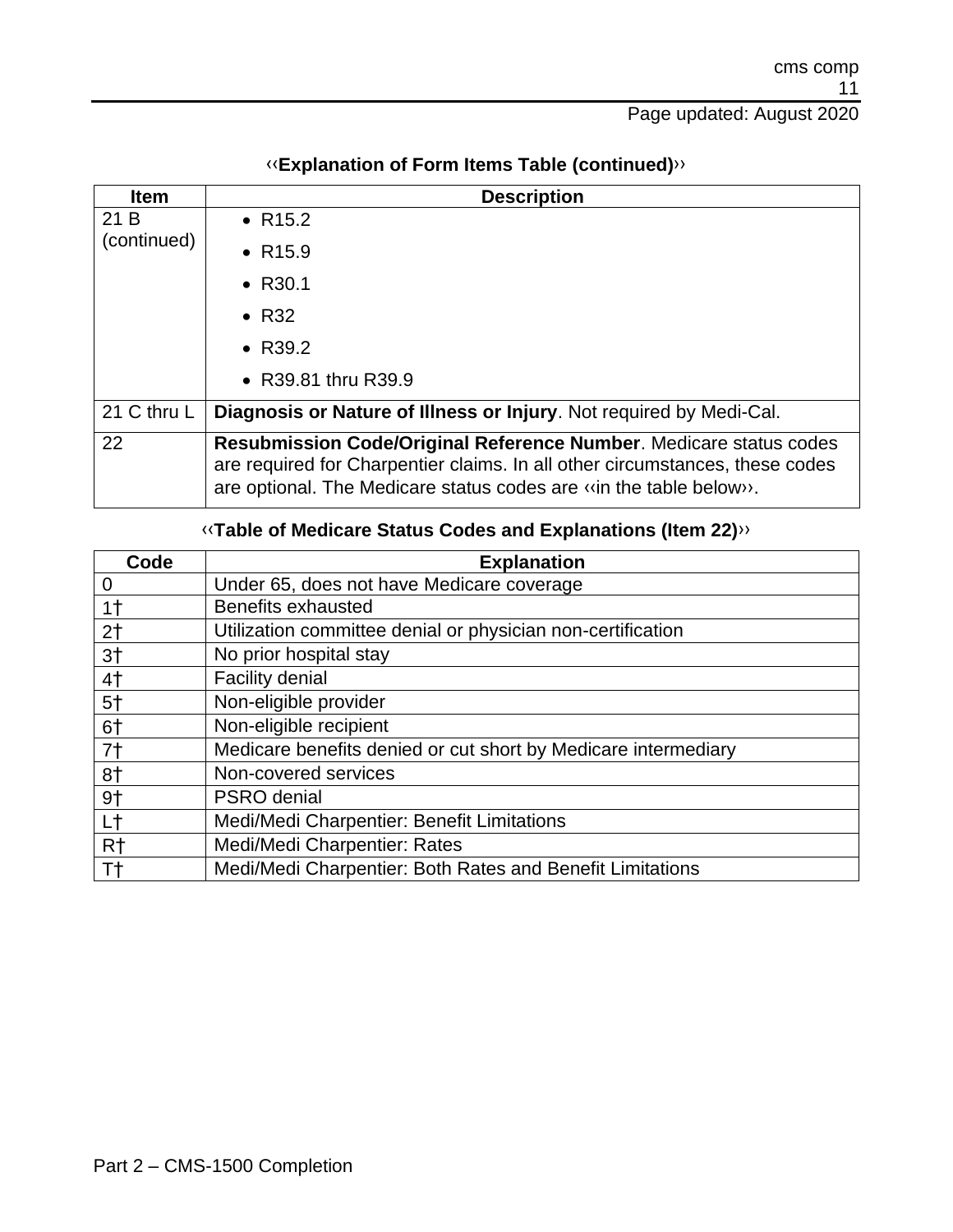‹‹**Explanation of Form Items Table (continued)**››

| Item | Description |
| --- | --- |
| 21 B (continued) | • R15.2<br>• R15.9<br>• R30.1<br>• R32<br>• R39.2<br>• R39.81 thru R39.9 |
| 21 C thru L | **Diagnosis or Nature of Illness or Injury**. Not required by Medi-Cal. |
| 22 | **Resubmission Code/Original Reference Number**. Medicare status codes are required for Charpentier claims. In all other circumstances, these codes are optional. The Medicare status codes are ‹‹in the table below››. |

‹‹**Table of Medicare Status Codes and Explanations (Item 22)**››

| Code | Explanation |
| --- | --- |
| 0 | Under 65, does not have Medicare coverage |
| 1† | Benefits exhausted |
| 2† | Utilization committee denial or physician non-certification |
| 3† | No prior hospital stay |
| 4† | Facility denial |
| 5† | Non-eligible provider |
| 6† | Non-eligible recipient |
| 7† | Medicare benefits denied or cut short by Medicare intermediary |
| 8† | Non-covered services |
| 9† | PSRO denial |
| L† | Medi/Medi Charpentier: Benefit Limitations |
| R† | Medi/Medi Charpentier: Rates |
| T† | Medi/Medi Charpentier: Both Rates and Benefit Limitations |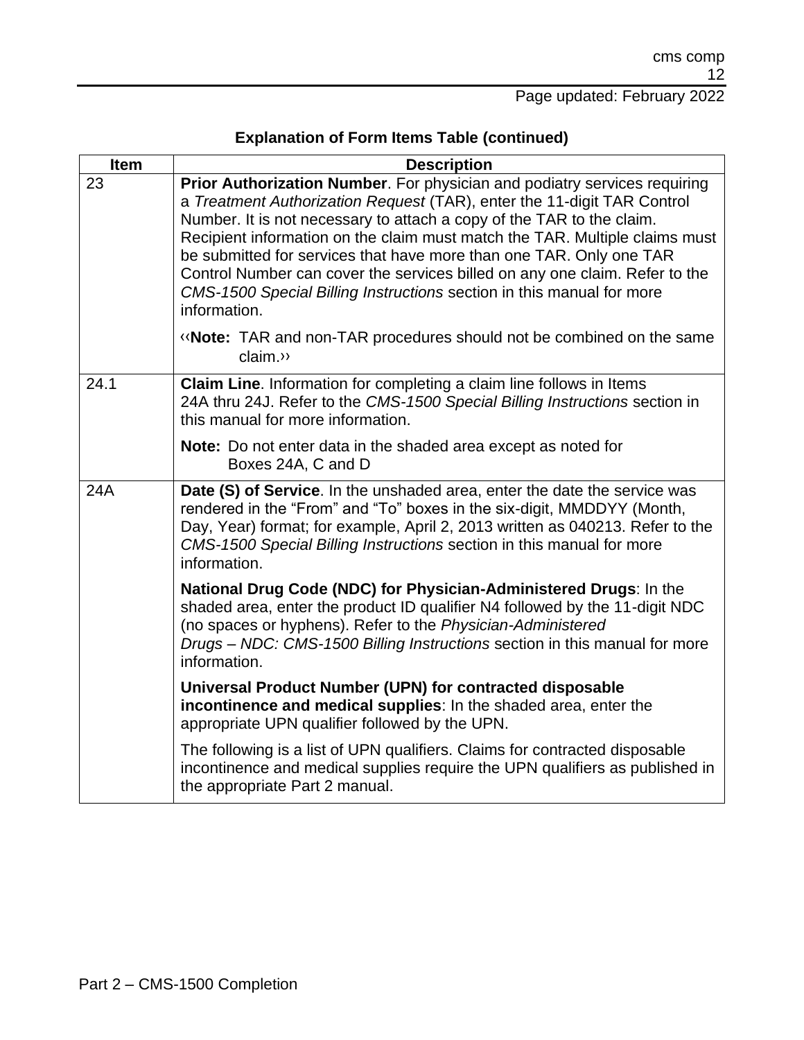**Explanation of Form Items Table (continued)**

| Item | Description |
| --- | --- |
| 23 | **Prior Authorization Number**. For physician and podiatry services requiring a *Treatment Authorization Request* (TAR), enter the 11-digit TAR Control Number. It is not necessary to attach a copy of the TAR to the claim. Recipient information on the claim must match the TAR. Multiple claims must be submitted for services that have more than one TAR. Only one TAR Control Number can cover the services billed on any one claim. Refer to the *CMS-1500 Special Billing Instructions* section in this manual for more information.<br><br>‹‹**Note:** TAR and non-TAR procedures should not be combined on the same claim.›› |
| 24.1 | **Claim Line**. Information for completing a claim line follows in Items 24A thru 24J. Refer to the *CMS-1500 Special Billing Instructions* section in this manual for more information.<br><br>**Note:** Do not enter data in the shaded area except as noted for Boxes 24A, C and D |
| 24A | **Date (S) of Service**. In the unshaded area, enter the date the service was rendered in the "From" and "To" boxes in the six-digit, MMDDYY (Month, Day, Year) format; for example, April 2, 2013 written as 040213. Refer to the *CMS-1500 Special Billing Instructions* section in this manual for more information.<br><br>**National Drug Code (NDC) for Physician-Administered Drugs**: In the shaded area, enter the product ID qualifier N4 followed by the 11-digit NDC (no spaces or hyphens). Refer to the *Physician-Administered Drugs – NDC: CMS-1500 Billing Instructions* section in this manual for more information.<br><br>**Universal Product Number (UPN) for contracted disposable incontinence and medical supplies**: In the shaded area, enter the appropriate UPN qualifier followed by the UPN.<br><br>The following is a list of UPN qualifiers. Claims for contracted disposable incontinence and medical supplies require the UPN qualifiers as published in the appropriate Part 2 manual. |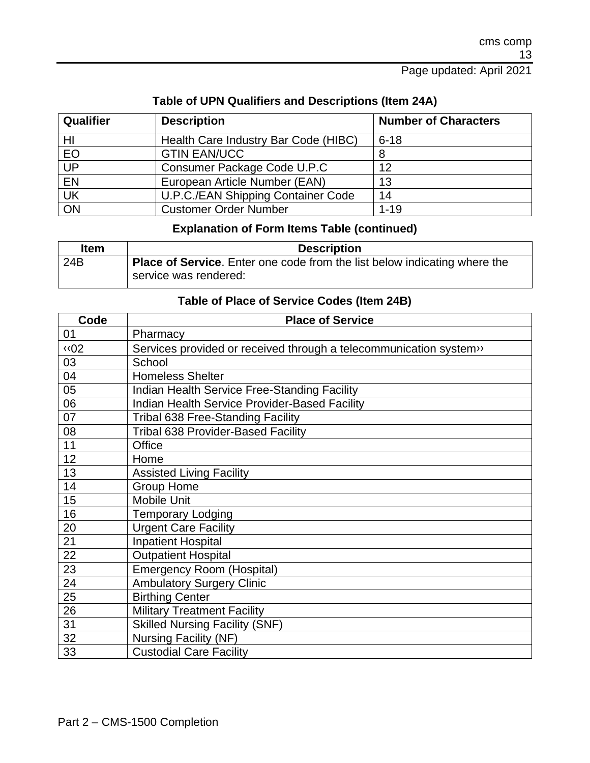**Table of UPN Qualifiers and Descriptions (Item 24A)**

| Qualifier | Description | Number of Characters |
|---|---|---|
| HI | Health Care Industry Bar Code (HIBC) | 6-18 |
| EO | GTIN EAN/UCC | 8 |
| UP | Consumer Package Code U.P.C | 12 |
| EN | European Article Number (EAN) | 13 |
| UK | U.P.C./EAN Shipping Container Code | 14 |
| ON | Customer Order Number | 1-19 |

**Explanation of Form Items Table (continued)**

| Item | Description |
|---|---|
| 24B | **Place of Service**. Enter one code from the list below indicating where the service was rendered: |

**Table of Place of Service Codes (Item 24B)**

| Code | Place of Service |
|---|---|
| 01 | Pharmacy |
| ‹‹02 | Services provided or received through a telecommunication system›› |
| 03 | School |
| 04 | Homeless Shelter |
| 05 | Indian Health Service Free-Standing Facility |
| 06 | Indian Health Service Provider-Based Facility |
| 07 | Tribal 638 Free-Standing Facility |
| 08 | Tribal 638 Provider-Based Facility |
| 11 | Office |
| 12 | Home |
| 13 | Assisted Living Facility |
| 14 | Group Home |
| 15 | Mobile Unit |
| 16 | Temporary Lodging |
| 20 | Urgent Care Facility |
| 21 | Inpatient Hospital |
| 22 | Outpatient Hospital |
| 23 | Emergency Room (Hospital) |
| 24 | Ambulatory Surgery Clinic |
| 25 | Birthing Center |
| 26 | Military Treatment Facility |
| 31 | Skilled Nursing Facility (SNF) |
| 32 | Nursing Facility (NF) |
| 33 | Custodial Care Facility |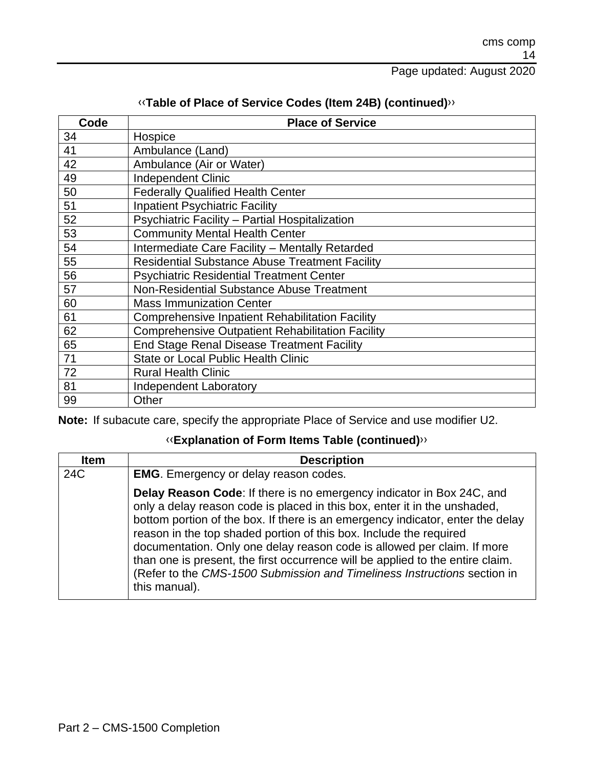### ‹‹Table of Place of Service Codes (Item 24B) (continued)››

| Code | Place of Service |
|---|---|
| 34 | Hospice |
| 41 | Ambulance (Land) |
| 42 | Ambulance (Air or Water) |
| 49 | Independent Clinic |
| 50 | Federally Qualified Health Center |
| 51 | Inpatient Psychiatric Facility |
| 52 | Psychiatric Facility – Partial Hospitalization |
| 53 | Community Mental Health Center |
| 54 | Intermediate Care Facility – Mentally Retarded |
| 55 | Residential Substance Abuse Treatment Facility |
| 56 | Psychiatric Residential Treatment Center |
| 57 | Non-Residential Substance Abuse Treatment |
| 60 | Mass Immunization Center |
| 61 | Comprehensive Inpatient Rehabilitation Facility |
| 62 | Comprehensive Outpatient Rehabilitation Facility |
| 65 | End Stage Renal Disease Treatment Facility |
| 71 | State or Local Public Health Clinic |
| 72 | Rural Health Clinic |
| 81 | Independent Laboratory |
| 99 | Other |

**Note:** If subacute care, specify the appropriate Place of Service and use modifier U2.

### ‹‹Explanation of Form Items Table (continued)››

| Item | Description |
|---|---|
| 24C | **EMG**. Emergency or delay reason codes.<br><br>**Delay Reason Code**: If there is no emergency indicator in Box 24C, and only a delay reason code is placed in this box, enter it in the unshaded, bottom portion of the box. If there is an emergency indicator, enter the delay reason in the top shaded portion of this box. Include the required documentation. Only one delay reason code is allowed per claim. If more than one is present, the first occurrence will be applied to the entire claim. (Refer to the *CMS-1500 Submission and Timeliness Instructions* section in this manual). |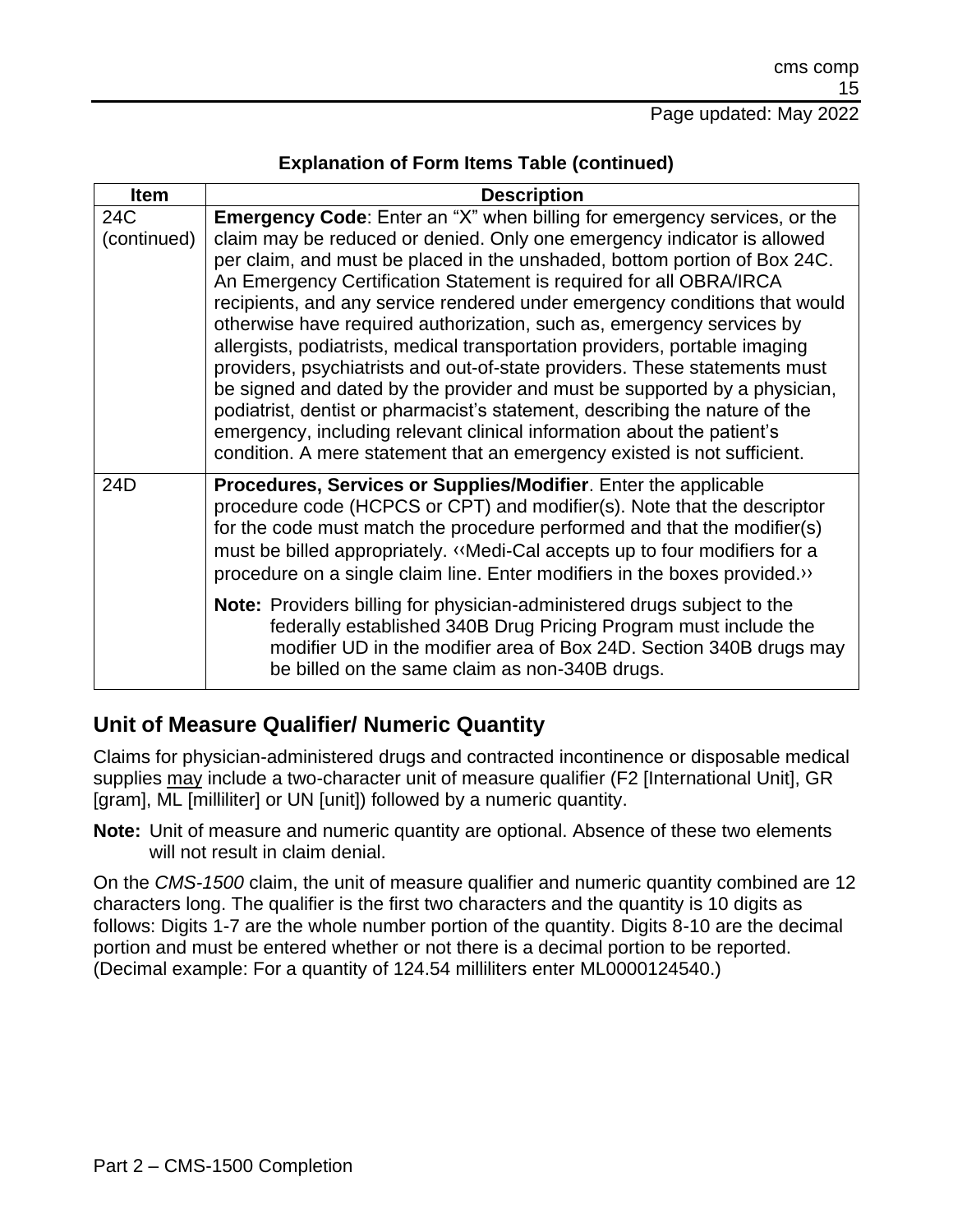**Explanation of Form Items Table (continued)**

| Item | Description |
| --- | --- |
| 24C (continued) | **Emergency Code**: Enter an "X" when billing for emergency services, or the claim may be reduced or denied. Only one emergency indicator is allowed per claim, and must be placed in the unshaded, bottom portion of Box 24C. An Emergency Certification Statement is required for all OBRA/IRCA recipients, and any service rendered under emergency conditions that would otherwise have required authorization, such as, emergency services by allergists, podiatrists, medical transportation providers, portable imaging providers, psychiatrists and out-of-state providers. These statements must be signed and dated by the provider and must be supported by a physician, podiatrist, dentist or pharmacist's statement, describing the nature of the emergency, including relevant clinical information about the patient's condition. A mere statement that an emergency existed is not sufficient. |
| 24D | **Procedures, Services or Supplies/Modifier**. Enter the applicable procedure code (HCPCS or CPT) and modifier(s). Note that the descriptor for the code must match the procedure performed and that the modifier(s) must be billed appropriately. ‹‹Medi-Cal accepts up to four modifiers for a procedure on a single claim line. Enter modifiers in the boxes provided.›› <br><br> **Note:** Providers billing for physician-administered drugs subject to the federally established 340B Drug Pricing Program must include the modifier UD in the modifier area of Box 24D. Section 340B drugs may be billed on the same claim as non-340B drugs. |

## Unit of Measure Qualifier/ Numeric Quantity

Claims for physician-administered drugs and contracted incontinence or disposable medical supplies may include a two-character unit of measure qualifier (F2 [International Unit], GR [gram], ML [milliliter] or UN [unit]) followed by a numeric quantity.

**Note:** Unit of measure and numeric quantity are optional. Absence of these two elements will not result in claim denial.

On the *CMS-1500* claim, the unit of measure qualifier and numeric quantity combined are 12 characters long. The qualifier is the first two characters and the quantity is 10 digits as follows: Digits 1-7 are the whole number portion of the quantity. Digits 8-10 are the decimal portion and must be entered whether or not there is a decimal portion to be reported. (Decimal example: For a quantity of 124.54 milliliters enter ML0000124540.)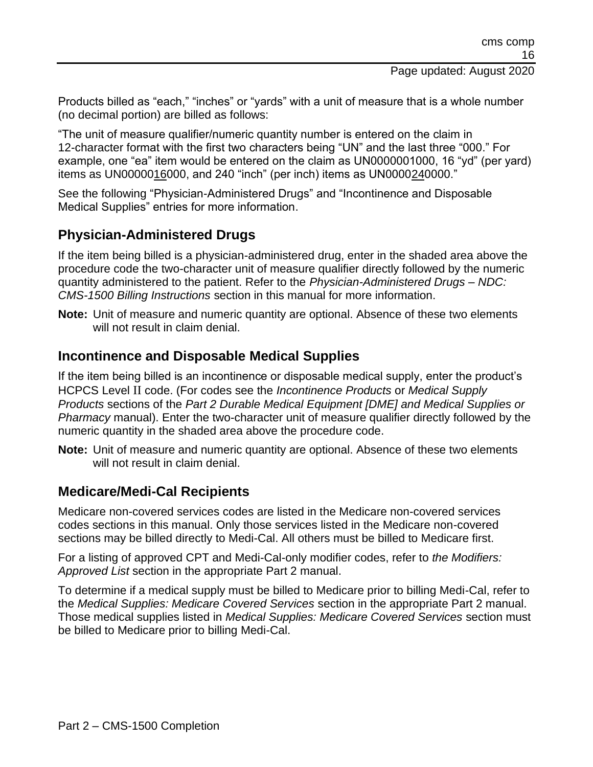Products billed as "each," "inches" or "yards" with a unit of measure that is a whole number (no decimal portion) are billed as follows:

"The unit of measure qualifier/numeric quantity number is entered on the claim in 12-character format with the first two characters being "UN" and the last three "000." For example, one "ea" item would be entered on the claim as UN0000001000, 16 "yd" (per yard) items as UN0000016000, and 240 "inch" (per inch) items as UN0000240000."

See the following "Physician-Administered Drugs" and "Incontinence and Disposable Medical Supplies" entries for more information.

## Physician-Administered Drugs

If the item being billed is a physician-administered drug, enter in the shaded area above the procedure code the two-character unit of measure qualifier directly followed by the numeric quantity administered to the patient. Refer to the *Physician-Administered Drugs – NDC: CMS-1500 Billing Instructions* section in this manual for more information.

**Note:** Unit of measure and numeric quantity are optional. Absence of these two elements will not result in claim denial.

## Incontinence and Disposable Medical Supplies

If the item being billed is an incontinence or disposable medical supply, enter the product's HCPCS Level II code. (For codes see the *Incontinence Products* or *Medical Supply Products* sections of the *Part 2 Durable Medical Equipment [DME] and Medical Supplies or Pharmacy* manual). Enter the two-character unit of measure qualifier directly followed by the numeric quantity in the shaded area above the procedure code.

**Note:** Unit of measure and numeric quantity are optional. Absence of these two elements will not result in claim denial.

## Medicare/Medi-Cal Recipients

Medicare non-covered services codes are listed in the Medicare non-covered services codes sections in this manual. Only those services listed in the Medicare non-covered sections may be billed directly to Medi-Cal. All others must be billed to Medicare first.

For a listing of approved CPT and Medi-Cal-only modifier codes, refer to *the Modifiers: Approved List* section in the appropriate Part 2 manual.

To determine if a medical supply must be billed to Medicare prior to billing Medi-Cal, refer to the *Medical Supplies: Medicare Covered Services* section in the appropriate Part 2 manual. Those medical supplies listed in *Medical Supplies: Medicare Covered Services* section must be billed to Medicare prior to billing Medi-Cal.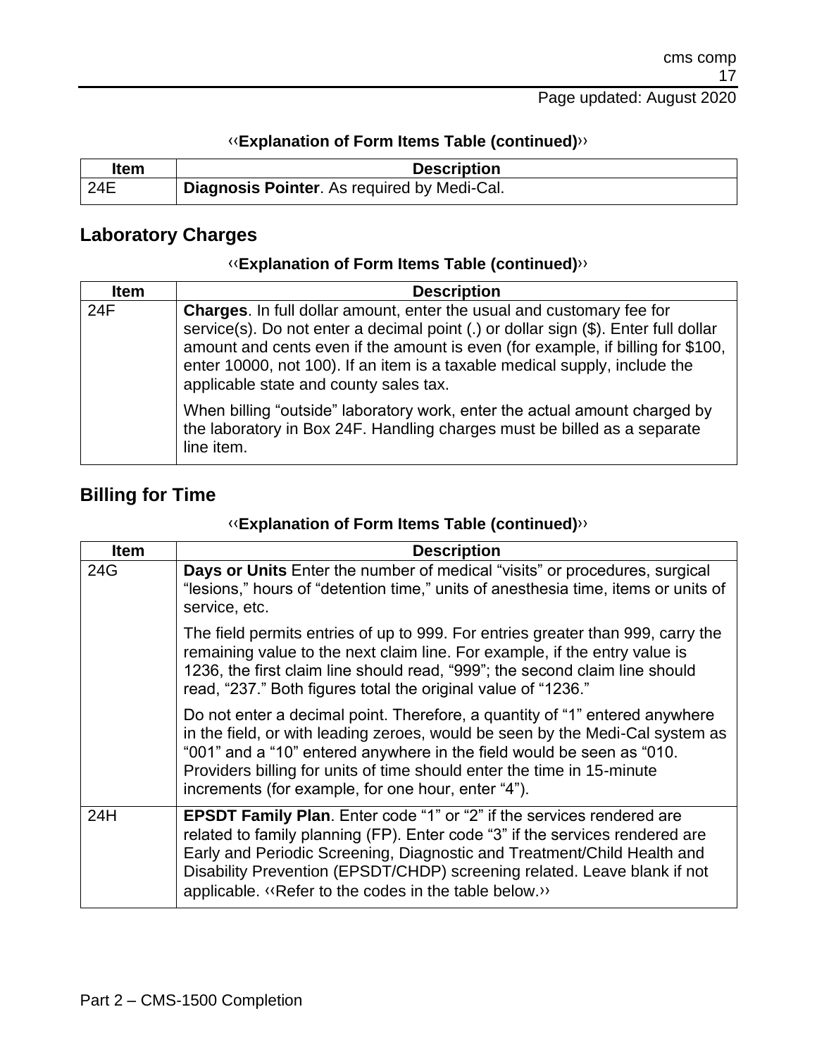‹‹**Explanation of Form Items Table (continued)**››

| Item | Description |
| --- | --- |
| 24E | **Diagnosis Pointer**. As required by Medi-Cal. |

## Laboratory Charges

‹‹**Explanation of Form Items Table (continued)**››

| Item | Description |
| --- | --- |
| 24F | **Charges**. In full dollar amount, enter the usual and customary fee for service(s). Do not enter a decimal point (.) or dollar sign ($). Enter full dollar amount and cents even if the amount is even (for example, if billing for $100, enter 10000, not 100). If an item is a taxable medical supply, include the applicable state and county sales tax.<br><br>When billing "outside" laboratory work, enter the actual amount charged by the laboratory in Box 24F. Handling charges must be billed as a separate line item. |

## Billing for Time

‹‹**Explanation of Form Items Table (continued)**››

| Item | Description |
| --- | --- |
| 24G | **Days or Units** Enter the number of medical "visits" or procedures, surgical "lesions," hours of "detention time," units of anesthesia time, items or units of service, etc.<br><br>The field permits entries of up to 999. For entries greater than 999, carry the remaining value to the next claim line. For example, if the entry value is 1236, the first claim line should read, "999"; the second claim line should read, "237." Both figures total the original value of "1236."<br><br>Do not enter a decimal point. Therefore, a quantity of "1" entered anywhere in the field, or with leading zeroes, would be seen by the Medi-Cal system as "001" and a "10" entered anywhere in the field would be seen as "010. Providers billing for units of time should enter the time in 15-minute increments (for example, for one hour, enter "4"). |
| 24H | **EPSDT Family Plan**. Enter code "1" or "2" if the services rendered are related to family planning (FP). Enter code "3" if the services rendered are Early and Periodic Screening, Diagnostic and Treatment/Child Health and Disability Prevention (EPSDT/CHDP) screening related. Leave blank if not applicable. ‹‹Refer to the codes in the table below.›› |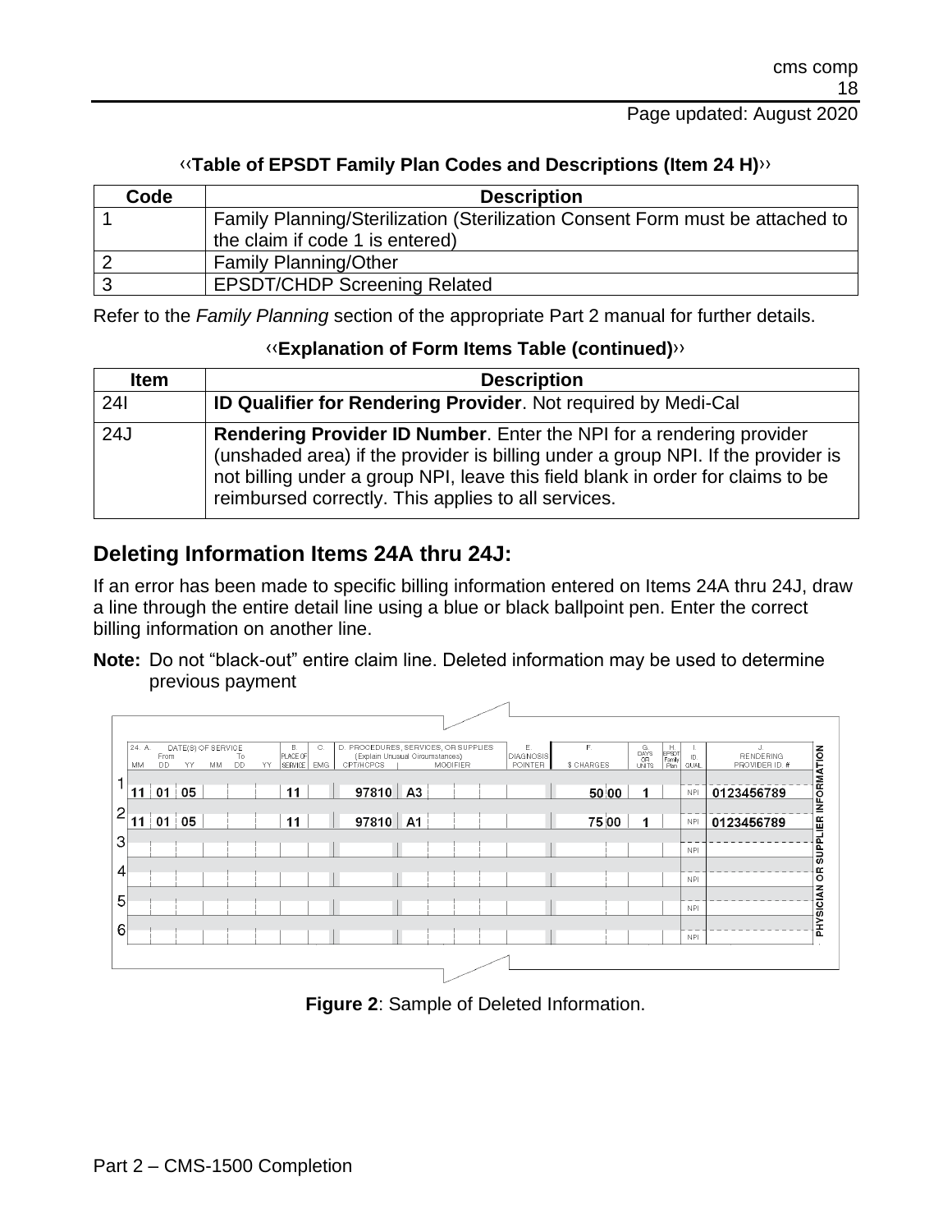‹‹**Table of EPSDT Family Plan Codes and Descriptions (Item 24 H)**››

| Code | Description |
|---|---|
| 1 | Family Planning/Sterilization (Sterilization Consent Form must be attached to the claim if code 1 is entered) |
| 2 | Family Planning/Other |
| 3 | EPSDT/CHDP Screening Related |

Refer to the *Family Planning* section of the appropriate Part 2 manual for further details.

‹‹**Explanation of Form Items Table (continued)**››

| Item | Description |
|---|---|
| 24I | **ID Qualifier for Rendering Provider**. Not required by Medi-Cal |
| 24J | **Rendering Provider ID Number**. Enter the NPI for a rendering provider (unshaded area) if the provider is billing under a group NPI. If the provider is not billing under a group NPI, leave this field blank in order for claims to be reimbursed correctly. This applies to all services. |

## Deleting Information Items 24A thru 24J:

If an error has been made to specific billing information entered on Items 24A thru 24J, draw a line through the entire detail line using a blue or black ballpoint pen. Enter the correct billing information on another line.

**Note:** Do not "black-out" entire claim line. Deleted information may be used to determine previous payment

| | 24. A. DATE(S) OF SERVICE From MM | DD | YY | To MM | DD | YY | B. PLACE OF SERVICE | C. EMG | D. PROCEDURES, SERVICES, OR SUPPLIES (Explain Unusual Circumstances) CPT/HCPCS | MODIFIER | E. DIAGNOSIS POINTER | F. $ CHARGES | G. DAYS OR UNITS | H. EPSDT Family Plan | I. ID. QUAL. | J. RENDERING PROVIDER ID. # |
|---|---|---|---|---|---|---|---|---|---|---|---|---|---|---|---|---|
| 1 | 11 | 01 | 05 | | | | 11 | | 97810 | A3 | | 50 00 | 1 | | NPI | 0123456789 |
| 2 | 11 | 01 | 05 | | | | 11 | | 97810 | A1 | | 75 00 | 1 | | NPI | 0123456789 |
| 3 | | | | | | | | | | | | | | | NPI | |
| 4 | | | | | | | | | | | | | | | NPI | |
| 5 | | | | | | | | | | | | | | | NPI | |
| 6 | | | | | | | | | | | | | | | NPI | |

PHYSICIAN OR SUPPLIER INFORMATION

**Figure 2**: Sample of Deleted Information.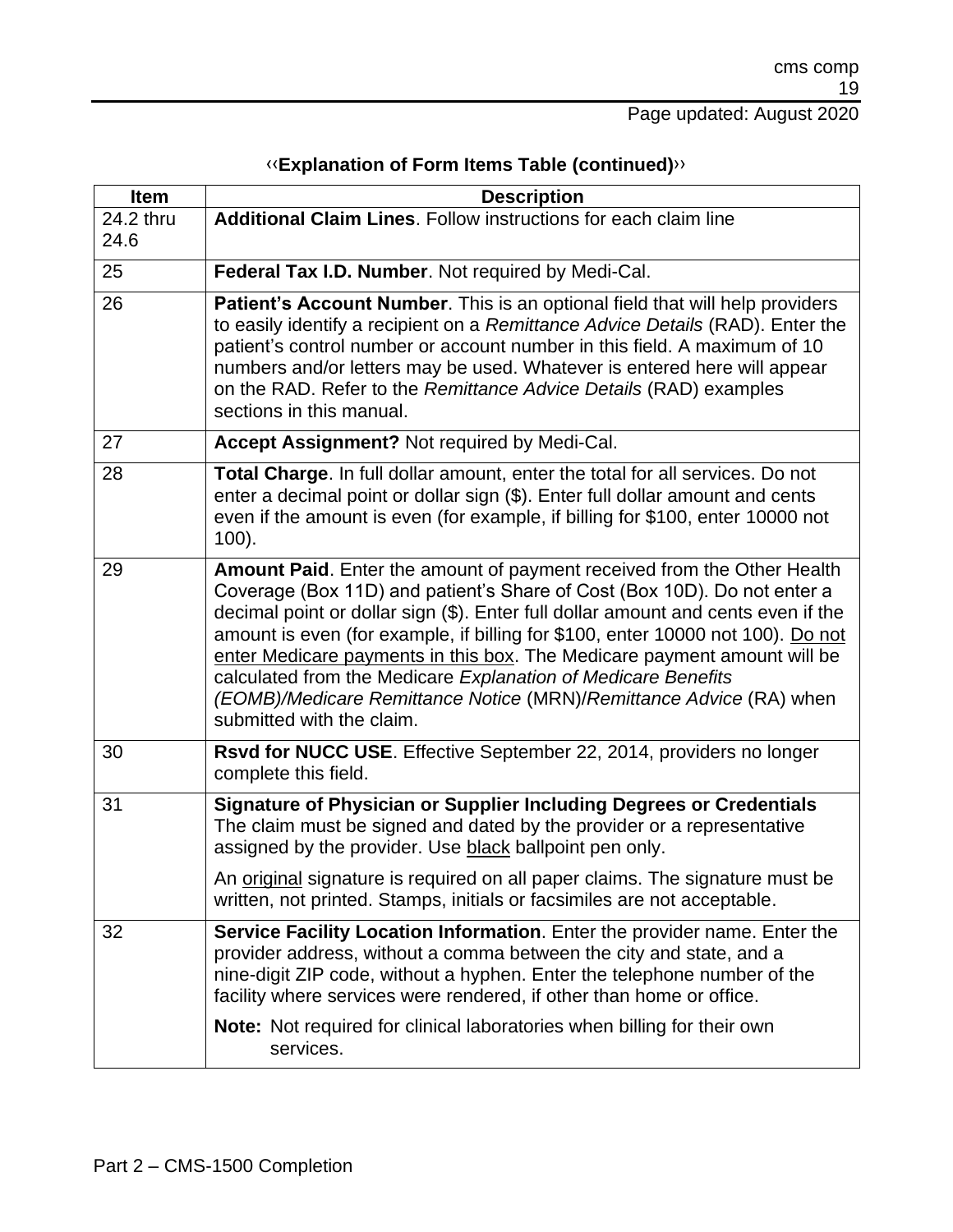‹‹**Explanation of Form Items Table (continued)**››

| Item | Description |
| --- | --- |
| 24.2 thru 24.6 | **Additional Claim Lines**. Follow instructions for each claim line |
| 25 | **Federal Tax I.D. Number**. Not required by Medi-Cal. |
| 26 | **Patient's Account Number**. This is an optional field that will help providers to easily identify a recipient on a *Remittance Advice Details* (RAD). Enter the patient's control number or account number in this field. A maximum of 10 numbers and/or letters may be used. Whatever is entered here will appear on the RAD. Refer to the *Remittance Advice Details* (RAD) examples sections in this manual. |
| 27 | **Accept Assignment?** Not required by Medi-Cal. |
| 28 | **Total Charge**. In full dollar amount, enter the total for all services. Do not enter a decimal point or dollar sign ($). Enter full dollar amount and cents even if the amount is even (for example, if billing for $100, enter 10000 not 100). |
| 29 | **Amount Paid**. Enter the amount of payment received from the Other Health Coverage (Box 11D) and patient's Share of Cost (Box 10D). Do not enter a decimal point or dollar sign ($). Enter full dollar amount and cents even if the amount is even (for example, if billing for $100, enter 10000 not 100). <u>Do not enter Medicare payments in this box</u>. The Medicare payment amount will be calculated from the Medicare *Explanation of Medicare Benefits (EOMB)/Medicare Remittance Notice* (MRN)/*Remittance Advice* (RA) when submitted with the claim. |
| 30 | **Rsvd for NUCC USE**. Effective September 22, 2014, providers no longer complete this field. |
| 31 | **Signature of Physician or Supplier Including Degrees or Credentials** The claim must be signed and dated by the provider or a representative assigned by the provider. Use <u>black</u> ballpoint pen only.<br><br>An <u>original</u> signature is required on all paper claims. The signature must be written, not printed. Stamps, initials or facsimiles are not acceptable. |
| 32 | **Service Facility Location Information**. Enter the provider name. Enter the provider address, without a comma between the city and state, and a nine-digit ZIP code, without a hyphen. Enter the telephone number of the facility where services were rendered, if other than home or office.<br><br>**Note:** Not required for clinical laboratories when billing for their own services. |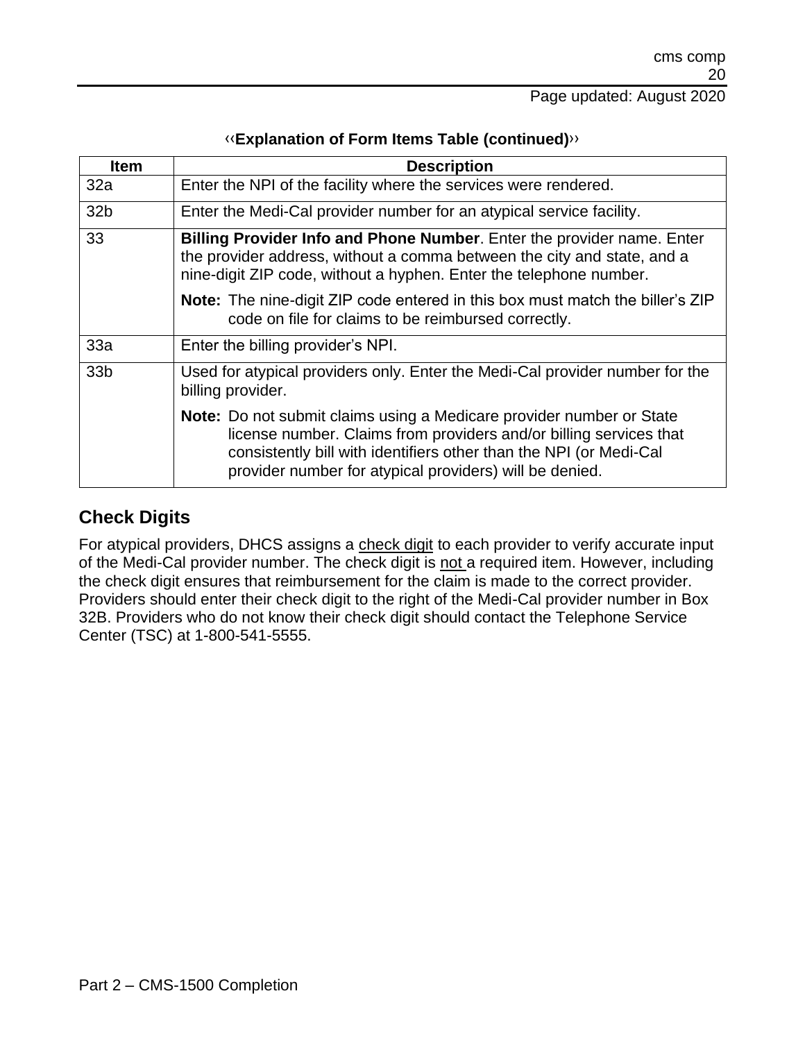‹‹**Explanation of Form Items Table (continued)**››

| Item | Description |
|---|---|
| 32a | Enter the NPI of the facility where the services were rendered. |
| 32b | Enter the Medi-Cal provider number for an atypical service facility. |
| 33 | **Billing Provider Info and Phone Number**. Enter the provider name. Enter the provider address, without a comma between the city and state, and a nine-digit ZIP code, without a hyphen. Enter the telephone number.<br><br>**Note:** The nine-digit ZIP code entered in this box must match the biller's ZIP code on file for claims to be reimbursed correctly. |
| 33a | Enter the billing provider's NPI. |
| 33b | Used for atypical providers only. Enter the Medi-Cal provider number for the billing provider.<br><br>**Note:** Do not submit claims using a Medicare provider number or State license number. Claims from providers and/or billing services that consistently bill with identifiers other than the NPI (or Medi-Cal provider number for atypical providers) will be denied. |

## Check Digits

For atypical providers, DHCS assigns a check digit to each provider to verify accurate input of the Medi-Cal provider number. The check digit is not a required item. However, including the check digit ensures that reimbursement for the claim is made to the correct provider. Providers should enter their check digit to the right of the Medi-Cal provider number in Box 32B. Providers who do not know their check digit should contact the Telephone Service Center (TSC) at 1-800-541-5555.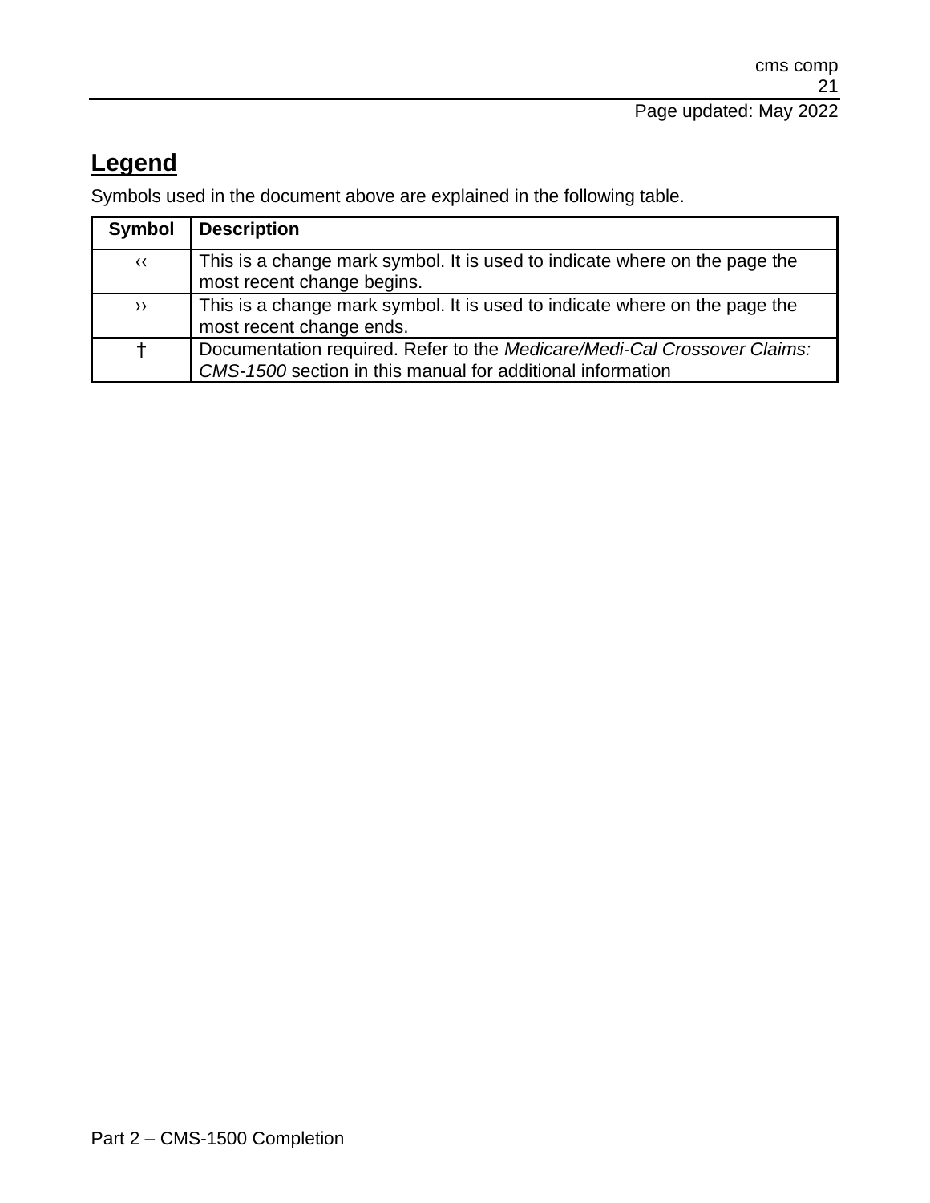## Legend

Symbols used in the document above are explained in the following table.

| Symbol | Description |
|---|---|
| ‹‹ | This is a change mark symbol. It is used to indicate where on the page the most recent change begins. |
| ›› | This is a change mark symbol. It is used to indicate where on the page the most recent change ends. |
| † | Documentation required. Refer to the *Medicare/Medi-Cal Crossover Claims: CMS-1500* section in this manual for additional information |